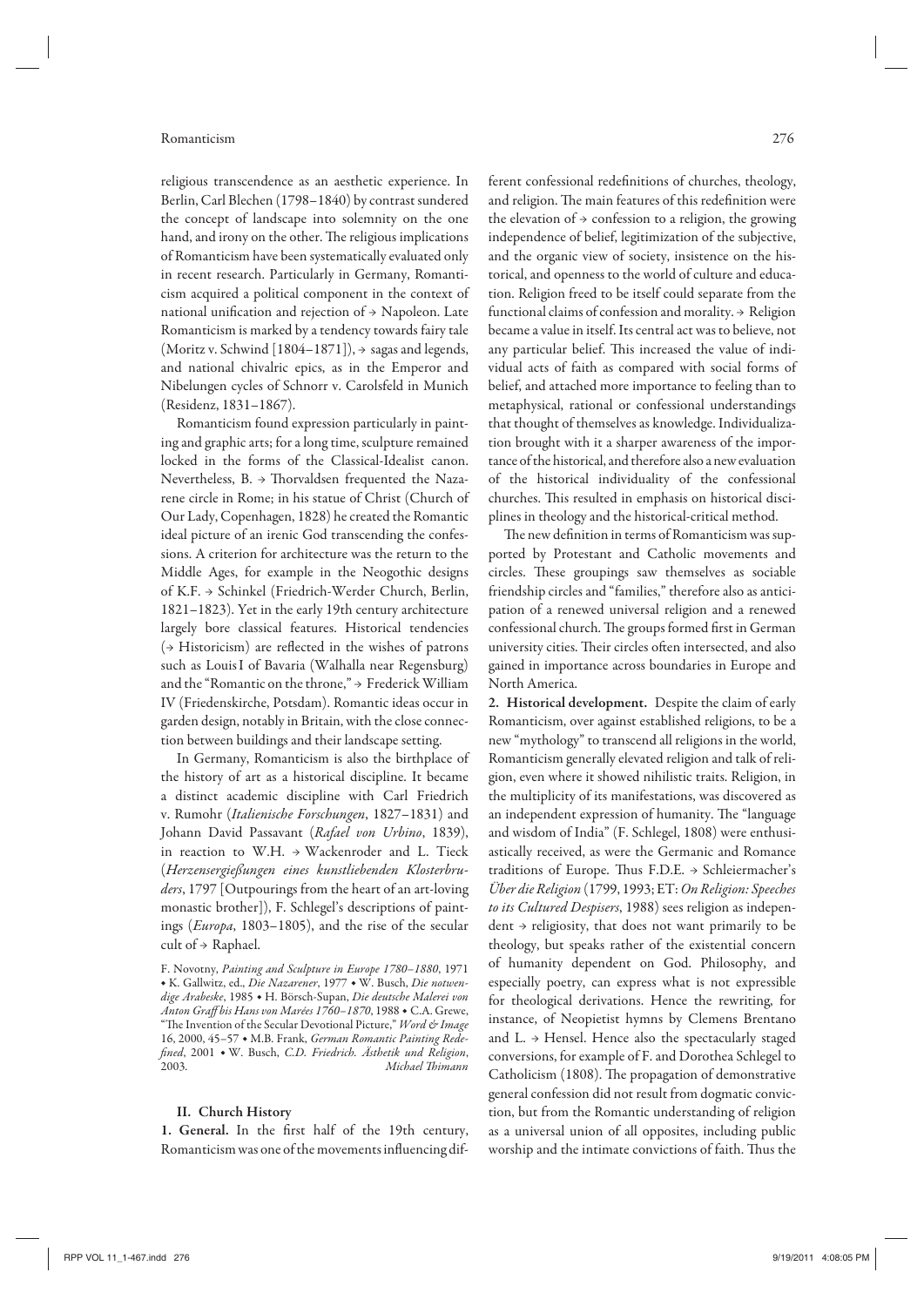religious transcendence as an aesthetic experience. In Berlin, Carl Blechen (1798–1840) by contrast sundered the concept of landscape into solemnity on the one hand, and irony on the other. The religious implications of Romanticism have been systematically evaluated only in recent research. Particularly in Germany, Romanticism acquired a political component in the context of national unification and rejection of → Napoleon. Late Romanticism is marked by a tendency towards fairy tale (Moritz v. Schwind [1804–1871]), → sagas and legends, and national chivalric epics, as in the Emperor and Nibelungen cycles of Schnorr v. Carolsfeld in Munich (Residenz, 1831–1867).

Romanticism found expression particularly in painting and graphic arts; for a long time, sculpture remained locked in the forms of the Classical-Idealist canon. Nevertheless, B. → Thorvaldsen frequented the Nazarene circle in Rome; in his statue of Christ (Church of Our Lady, Copenhagen, 1828) he created the Romantic ideal picture of an irenic God transcending the confessions. A criterion for architecture was the return to the Middle Ages, for example in the Neogothic designs of K.F. → Schinkel (Friedrich-Werder Church, Berlin, 1821–1823). Yet in the early 19th century architecture largely bore classical features. Historical tendencies (→ Historicism) are reflected in the wishes of patrons such as Louis I of Bavaria (Walhalla near Regensburg) and the "Romantic on the throne," → Frederick William IV (Friedenskirche, Potsdam). Romantic ideas occur in garden design, notably in Britain, with the close connection between buildings and their landscape setting.

In Germany, Romanticism is also the birthplace of the history of art as a historical discipline. It became a distinct academic discipline with Carl Friedrich v. Rumohr (*Italienische Forschungen*, 1827–1831) and Johann David Passavant (*Rafael von Urbino*, 1839), in reaction to W.H. → Wackenroder and L. Tieck (*Herzensergießungen eines kunstliebenden Klosterbruders*, 1797 [Outpourings from the heart of an art-loving monastic brother]), F. Schlegel's descriptions of paintings (*Europa*, 1803–1805), and the rise of the secular cult of → Raphael.

F. Novotny, *Painting and Sculpture in Europe 1780–1880*, 1971 • K. Gallwitz, ed., *Die Nazarener*, 1977 • W. Busch, *Die notwendige Arabeske*, 1985 • H. Börsch-Supan, *Die deutsche Malerei von Anton Graff bis Hans von Marées 1760–1870*, 1988 • C.A. Grewe, "The Invention of the Secular Devotional Picture," *Word & Image* 16, 2000, 45–57 • M.B. Frank, *German Romantic Painting Redefined*, 2001 • W. Busch, *C.D. Friedrich. Ästhetik und Religion*, 2003. *Michael Thimann*

## II. Church History

**1. General.** In the first half of the 19th century, Romanticism was one of the movements influencing different confessional redefinitions of churches, theology, and religion. The main features of this redefinition were the elevation of → confession to a religion, the growing independence of belief, legitimization of the subjective, and the organic view of society, insistence on the historical, and openness to the world of culture and education. Religion freed to be itself could separate from the functional claims of confession and morality. → Religion became a value in itself. Its central act was to believe, not any particular belief. This increased the value of individual acts of faith as compared with social forms of belief, and attached more importance to feeling than to metaphysical, rational or confessional understandings that thought of themselves as knowledge. Individualization brought with it a sharper awareness of the importance of the historical, and therefore also a new evaluation of the historical individuality of the confessional churches. This resulted in emphasis on historical disciplines in theology and the historical-critical method.

The new definition in terms of Romanticism was supported by Protestant and Catholic movements and circles. These groupings saw themselves as sociable friendship circles and "families," therefore also as anticipation of a renewed universal religion and a renewed confessional church. The groups formed first in German university cities. Their circles often intersected, and also gained in importance across boundaries in Europe and North America.

**2. Historical development.** Despite the claim of early Romanticism, over against established religions, to be a new "mythology" to transcend all religions in the world, Romanticism generally elevated religion and talk of religion, even where it showed nihilistic traits. Religion, in the multiplicity of its manifestations, was discovered as an independent expression of humanity. The "language and wisdom of India" (F. Schlegel, 1808) were enthusiastically received, as were the Germanic and Romance traditions of Europe. Thus F.D.E. → Schleiermacher's *Über die Religion* (1799, 1993; ET: *On Religion: Speeches to its Cultured Despisers*, 1988) sees religion as independent → religiosity, that does not want primarily to be theology, but speaks rather of the existential concern of humanity dependent on God. Philosophy, and especially poetry, can express what is not expressible for theological derivations. Hence the rewriting, for instance, of Neopietist hymns by Clemens Brentano and L. → Hensel. Hence also the spectacularly staged conversions, for example of F. and Dorothea Schlegel to Catholicism (1808). The propagation of demonstrative general confession did not result from dogmatic conviction, but from the Romantic understanding of religion as a universal union of all opposites, including public worship and the intimate convictions of faith. Thus the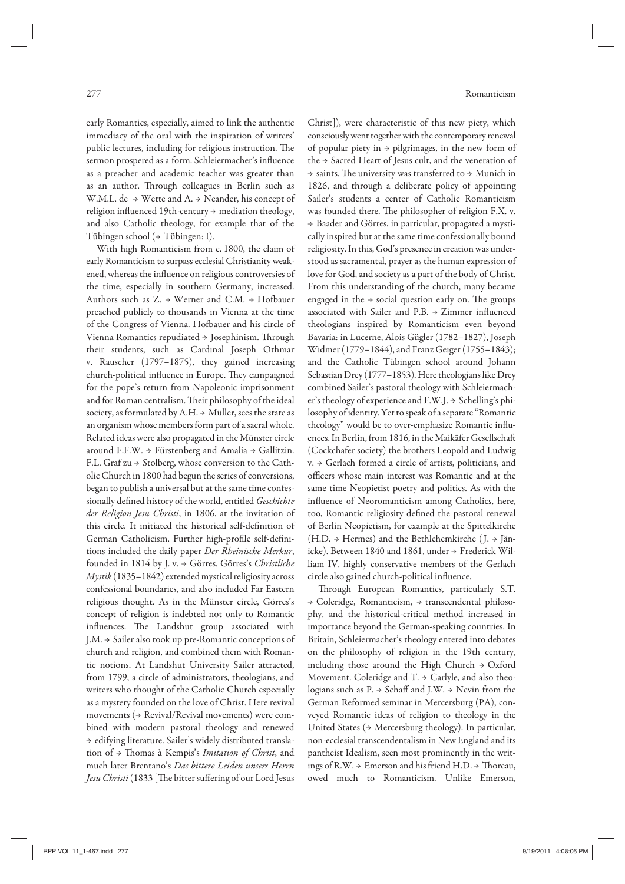early Romantics, especially, aimed to link the authentic immediacy of the oral with the inspiration of writers' public lectures, including for religious instruction. The sermon prospered as a form. Schleiermacher's influence as a preacher and academic teacher was greater than as an author. Through colleagues in Berlin such as W.M.L. de → Wette and A. → Neander, his concept of religion influenced 19th-century → mediation theology, and also Catholic theology, for example that of the Tübingen school (→ Tübingen: I).

With high Romanticism from c. 1800, the claim of early Romanticism to surpass ecclesial Christianity weakened, whereas the influence on religious controversies of the time, especially in southern Germany, increased. Authors such as Z. → Werner and C.M. → Hofbauer preached publicly to thousands in Vienna at the time of the Congress of Vienna. Hofbauer and his circle of Vienna Romantics repudiated → Josephinism. Through their students, such as Cardinal Joseph Othmar v. Rauscher (1797–1875), they gained increasing church-political influence in Europe. They campaigned for the pope's return from Napoleonic imprisonment and for Roman centralism. Their philosophy of the ideal society, as formulated by A.H. → Müller, sees the state as an organism whose members form part of a sacral whole. Related ideas were also propagated in the Münster circle around F.F.W. → Fürstenberg and Amalia → Gallitzin. F.L. Graf zu → Stolberg, whose conversion to the Catholic Church in 1800 had begun the series of conversions, began to publish a universal but at the same time confessionally defined history of the world, entitled *Geschichte der Religion Jesu Christi*, in 1806, at the invitation of this circle. It initiated the historical self-definition of German Catholicism. Further high-profile self-definitions included the daily paper *Der Rheinische Merkur*, founded in 1814 by J. v. → Görres. Görres's *Christliche Mystik* (1835–1842) extended mystical religiosity across confessional boundaries, and also included Far Eastern religious thought. As in the Münster circle, Görres's concept of religion is indebted not only to Romantic influences. The Landshut group associated with J.M. → Sailer also took up pre-Romantic conceptions of church and religion, and combined them with Romantic notions. At Landshut University Sailer attracted, from 1799, a circle of administrators, theologians, and writers who thought of the Catholic Church especially as a mystery founded on the love of Christ. Here revival movements (→ Revival/Revival movements) were combined with modern pastoral theology and renewed → edifying literature. Sailer's widely distributed translation of → Thomas à Kempis's *Imitation of Christ*, and much later Brentano's *Das bittere Leiden unsers Herrn Jesu Christi* (1833 [The bitter suffering of our Lord Jesus Christ]), were characteristic of this new piety, which consciously went together with the contemporary renewal of popular piety in → pilgrimages, in the new form of the → Sacred Heart of Jesus cult, and the veneration of → saints. The university was transferred to → Munich in 1826, and through a deliberate policy of appointing Sailer's students a center of Catholic Romanticism was founded there. The philosopher of religion F.X. v. → Baader and Görres, in particular, propagated a mystically inspired but at the same time confessionally bound religiosity. In this, God's presence in creation was understood as sacramental, prayer as the human expression of love for God, and society as a part of the body of Christ. From this understanding of the church, many became engaged in the → social question early on. The groups associated with Sailer and P.B. → Zimmer influenced theologians inspired by Romanticism even beyond Bavaria: in Lucerne, Alois Gügler (1782–1827), Joseph Widmer (1779–1844), and Franz Geiger (1755–1843); and the Catholic Tübingen school around Johann Sebastian Drey (1777–1853). Here theologians like Drey combined Sailer's pastoral theology with Schleiermacher's theology of experience and F.W.J. → Schelling's philosophy of identity. Yet to speak of a separate "Romantic theology" would be to over-emphasize Romantic influences. In Berlin, from 1816, in the Maikäfer Gesellschaft (Cockchafer society) the brothers Leopold and Ludwig v. → Gerlach formed a circle of artists, politicians, and officers whose main interest was Romantic and at the same time Neopietist poetry and politics. As with the influence of Neoromanticism among Catholics, here, too, Romantic religiosity defined the pastoral renewal of Berlin Neopietism, for example at the Spittelkirche (H.D. → Hermes) and the Bethlehemkirche (J. → Jänicke). Between 1840 and 1861, under → Frederick William IV, highly conservative members of the Gerlach circle also gained church-political influence.

Through European Romantics, particularly S.T. → Coleridge, Romanticism, → transcendental philosophy, and the historical-critical method increased in importance beyond the German-speaking countries. In Britain, Schleiermacher's theology entered into debates on the philosophy of religion in the 19th century, including those around the High Church → Oxford Movement. Coleridge and T. → Carlyle, and also theologians such as P. → Schaff and J.W. → Nevin from the German Reformed seminar in Mercersburg (PA), conveyed Romantic ideas of religion to theology in the United States (→ Mercersburg theology). In particular, non-ecclesial transcendentalism in New England and its pantheist Idealism, seen most prominently in the writings of R.W. → Emerson and his friend H.D. → Thoreau, owed much to Romanticism. Unlike Emerson,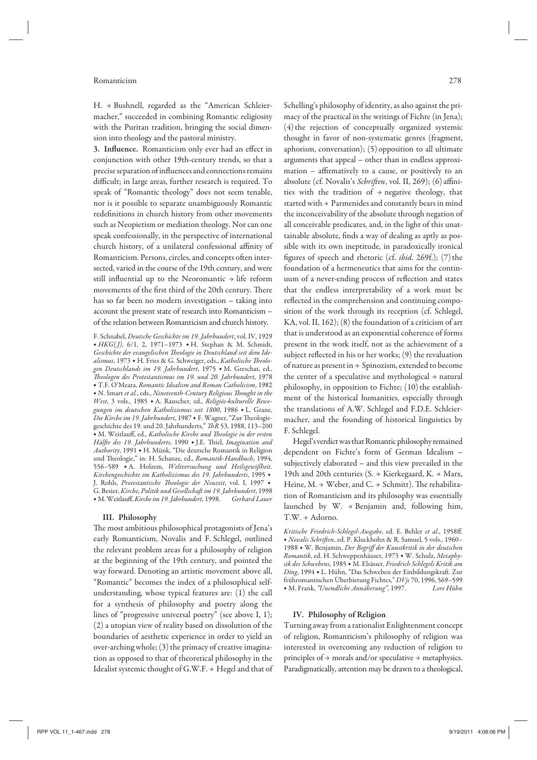H. → Bushnell, regarded as the "American Schleiermacher," succeeded in combining Romantic religiosity with the Puritan tradition, bringing the social dimension into theology and the pastoral ministry.

**3. Influence.** Romanticism only ever had an effect in conjunction with other 19th-century trends, so that a precise separation of influences and connections remains difficult; in large areas, further research is required. To speak of "Romantic theology" does not seem tenable, nor is it possible to separate unambiguously Romantic redefinitions in church history from other movements such as Neopietism or mediation theology. Nor can one speak confessionally, in the perspective of international church history, of a unilateral confessional affinity of Romanticism. Persons, circles, and concepts often intersected, varied in the course of the 19th century, and were still influential up to the Neoromantic → life reform movements of the first third of the 20th century. There has so far been no modern investigation – taking into account the present state of research into Romanticism – of the relation between Romanticism and church history.

F. Schnabel, *Deutsche Geschichte im 19. Jahrhundert*, vol. IV, 1929 • *HKG(J)*, 6/1, 2, 1971–1973 • H. Stephan & M. Schmidt, *Geschichte der evangelischen Theologie in Deutschland seit dem Idealismus*, 1973 • H. Fries & G. Schweiger, eds., *Katholische Theologen Deutschlands im 19. Jahrhundert*, 1975 • M. Greschat, ed., *Theologen des Protestantismus im 19. und 20. Jahrhundert*, 1978 • T.F. O'Meara, *Romantic Idealism and Roman Catholicism*, 1982 • N. Smart *et al.*, eds., *Nineteenth-Century Religious Thought in the West*, 3 vols., 1985 • A. Rauscher, ed., *Religiös-kulturelle Bewegungen im deutschen Katholizismus seit 1800*, 1986 • L. Grane, *Die Kirche im 19. Jahrhundert*, 1987 • F. Wagner, "Zur Theologiegeschichte des 19. und 20. Jahrhunderts," *ThR* 53, 1988, 113–200 • M. Weitlauff, ed., *Katholische Kirche und Theologie in der ersten Hälfte des 19. Jahrhunderts*, 1990 • J.E. Thiel, *Imagination and Authority*, 1991 • H. Münk, "Die deutsche Romantik in Religion und Theologie," in: H. Schanze, ed., *Romantik-Handbuch*, 1994, 556–589 • A. Holzem, *Weltversuchung und Heilsgewißheit. Kirchengeschichte im Katholizismus des 19. Jahrhunderts*, 1995 • J. Rohls, *Protestantische Theologie der Neuzeit*, vol. I, 1997 • G. Besier, *Kirche, Politik und Gesellschaft im 19. Jahrhundert*, 1998 • M. Weitlauff, *Kirche im 19. Jahrhundert*, 1998. *Gerhard Lauer*

### III. Philosophy

The most ambitious philosophical protagonists of Jena's early Romanticism, Novalis and F. Schlegel, outlined the relevant problem areas for a philosophy of religion at the beginning of the 19th century, and pointed the way forward. Denoting an artistic movement above all, "Romantic" becomes the index of a philosophical self-understanding, whose typical features are: (1) the call for a synthesis of philosophy and poetry along the lines of "progressive universal poetry" (see above I, 1); (2) a utopian view of reality based on dissolution of the boundaries of aesthetic experience in order to yield an over-arching whole; (3) the primacy of creative imagination as opposed to that of theoretical philosophy in the Idealist systemic thought of G.W.F. → Hegel and that of Schelling's philosophy of identity, as also against the primacy of the practical in the writings of Fichte (in Jena); (4) the rejection of conceptually organized systemic thought in favor of non-systematic genres (fragment, aphorism, conversation); (5) opposition to all ultimate arguments that appeal – other than in endless approximation – affirmatively to a cause, or positively to an absolute (cf. Novalis's *Schriften*, vol. II, 269); (6) affinities with the tradition of → negative theology, that started with → Parmenides and constantly bears in mind the inconceivability of the absolute through negation of all conceivable predicates, and, in the light of this unattainable absolute, finds a way of dealing as aptly as possible with its own ineptitude, in paradoxically ironical figures of speech and rhetoric (cf. *ibid*. 269f.); (7) the foundation of a hermeneutics that aims for the continuum of a never-ending process of reflection and states that the endless interpretability of a work must be reflected in the comprehension and continuing composition of the work through its reception (cf. Schlegel, KA, vol. II, 162); (8) the foundation of a criticism of art that is understood as an exponential coherence of forms present in the work itself, not as the achievement of a subject reflected in his or her works; (9) the revaluation of nature as present in → Spinozism, extended to become the center of a speculative and mythological → natural philosophy, in opposition to Fichte; (10) the establishment of the historical humanities, especially through the translations of A.W. Schlegel and F.D.E. Schleiermacher, and the founding of historical linguistics by F. Schlegel.

Hegel's verdict was that Romantic philosophy remained dependent on Fichte's form of German Idealism – subjectively elaborated – and this view prevailed in the 19th and 20th centuries (S. → Kierkegaard, K. → Marx, Heine, M. → Weber, and C. → Schmitt). The rehabilitation of Romanticism and its philosophy was essentially launched by W. → Benjamin and, following him, T.W. → Adorno.

*Kritische Friedrich-Schlegel-Ausgabe*, ed. E. Behler *et al.*, 1958ff. • *Novalis Schriften*, ed. P. Kluckhohn & R. Samuel, 5 vols., 1960–1988 • W. Benjamin, *Der Begriff der Kunstkritik in der deutschen Romantik*, ed. H. Schweppenhäuser, 1973 • W. Schulz, *Metaphysik des Schwebens*, 1985 • M. Elsässer, *Friedrich Schlegels Kritik am Ding*, 1994 • L. Hühn, "Das Schweben der Einbildungskraft. Zur frühromantischen Überbietung Fichtes," *DVjs* 70, 1996, 569–599 • M. Frank, *"Unendliche Annäherung"*, 1997. *Lore Hühn*

### IV. Philosophy of Religion

Turning away from a rationalist Enlightenment concept of religion, Romanticism's philosophy of religion was interested in overcoming any reduction of religion to principles of → morals and/or speculative → metaphysics. Paradigmatically, attention may be drawn to a theological,